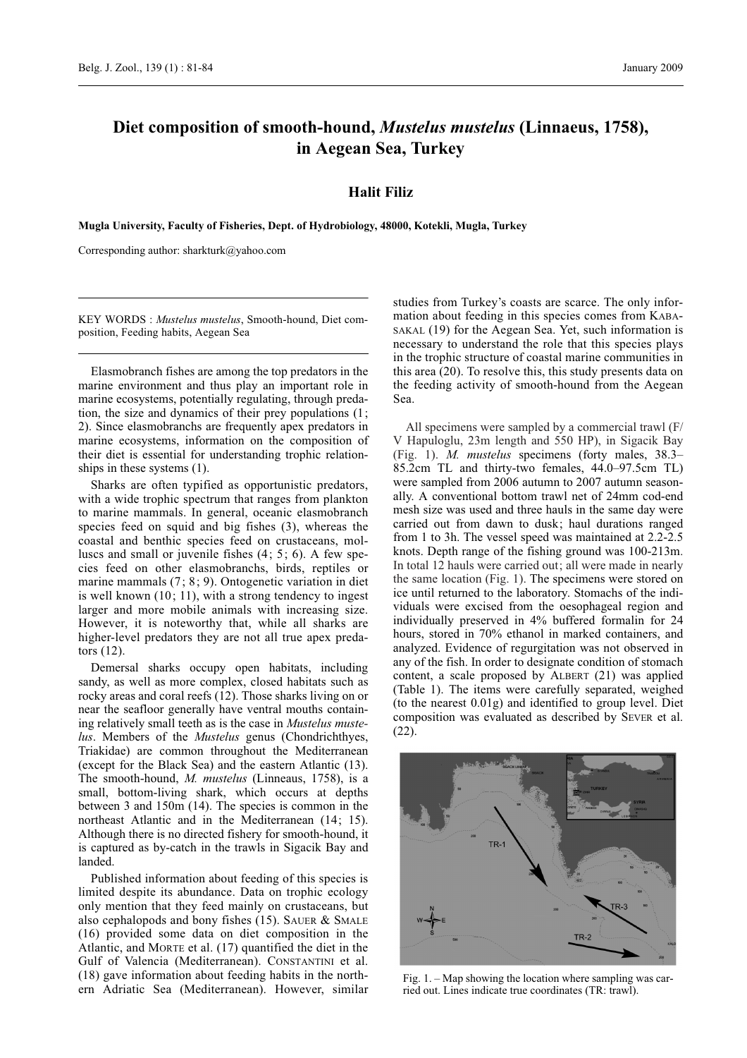# Diet composition of smooth-hound, *Mustelus mustelus* (Linnaeus, 1758), in Aegean Sea, Turkey

**Halit Filiz**

**Mugla University, Faculty of Fisheries, Dept. of Hydrobiology, 48000, Kotekli, Mugla, Turkey**

Corresponding author: sharkturk@yahoo.com

KEY WORDS : *Mustelus mustelus*, Smooth-hound, Diet composition, Feeding habits, Aegean Sea

Elasmobranch fishes are among the top predators in the marine environment and thus play an important role in marine ecosystems, potentially regulating, through predation, the size and dynamics of their prey populations (1; 2). Since elasmobranchs are frequently apex predators in marine ecosystems, information on the composition of their diet is essential for understanding trophic relationships in these systems (1).

Sharks are often typified as opportunistic predators, with a wide trophic spectrum that ranges from plankton to marine mammals. In general, oceanic elasmobranch species feed on squid and big fishes (3), whereas the coastal and benthic species feed on crustaceans, molluscs and small or juvenile fishes (4; 5; 6). A few species feed on other elasmobranchs, birds, reptiles or marine mammals (7; 8; 9). Ontogenetic variation in diet is well known (10; 11), with a strong tendency to ingest larger and more mobile animals with increasing size. However, it is noteworthy that, while all sharks are higher-level predators they are not all true apex predators (12).

Demersal sharks occupy open habitats, including sandy, as well as more complex, closed habitats such as rocky areas and coral reefs (12). Those sharks living on or near the seafloor generally have ventral mouths containing relatively small teeth as is the case in *Mustelus mustelus*. Members of the *Mustelus* genus (Chondrichthyes, Triakidae) are common throughout the Mediterranean (except for the Black Sea) and the eastern Atlantic (13). The smooth-hound, *M. mustelus* (Linneaus, 1758), is a small, bottom-living shark, which occurs at depths between 3 and 150m (14). The species is common in the northeast Atlantic and in the Mediterranean (14; 15). Although there is no directed fishery for smooth-hound, it is captured as by-catch in the trawls in Sigacik Bay and landed.

Published information about feeding of this species is limited despite its abundance. Data on trophic ecology only mention that they feed mainly on crustaceans, but also cephalopods and bony fishes (15). Sauer & Smale (16) provided some data on diet composition in the Atlantic, and Morte et al. (17) quantified the diet in the Gulf of Valencia (Mediterranean). Constantini et al. (18) gave information about feeding habits in the northern Adriatic Sea (Mediterranean). However, similar studies from Turkey's coasts are scarce. The only information about feeding in this species comes from Kabasakal (19) for the Aegean Sea. Yet, such information is necessary to understand the role that this species plays in the trophic structure of coastal marine communities in this area (20). To resolve this, this study presents data on the feeding activity of smooth-hound from the Aegean Sea.

All specimens were sampled by a commercial trawl (F/V Hapuloglu, 23m length and 550 HP), in Sigacik Bay (Fig. 1). *M. mustelus* specimens (forty males, 38.3–85.2cm TL and thirty-two females, 44.0–97.5cm TL) were sampled from 2006 autumn to 2007 autumn seasonally. A conventional bottom trawl net of 24mm cod-end mesh size was used and three hauls in the same day were carried out from dawn to dusk; haul durations ranged from 1 to 3h. The vessel speed was maintained at 2.2-2.5 knots. Depth range of the fishing ground was 100-213m. In total 12 hauls were carried out; all were made in nearly the same location (Fig. 1). The specimens were stored on ice until returned to the laboratory. Stomachs of the individuals were excised from the oesophageal region and individually preserved in 4% buffered formalin for 24 hours, stored in 70% ethanol in marked containers, and analyzed. Evidence of regurgitation was not observed in any of the fish. In order to designate condition of stomach content, a scale proposed by Albert (21) was applied (Table 1). The items were carefully separated, weighed (to the nearest 0.01g) and identified to group level. Diet composition was evaluated as described by Sever et al. (22).

Fig. 1. – Map showing the location where sampling was carried out. Lines indicate true coordinates (TR: trawl).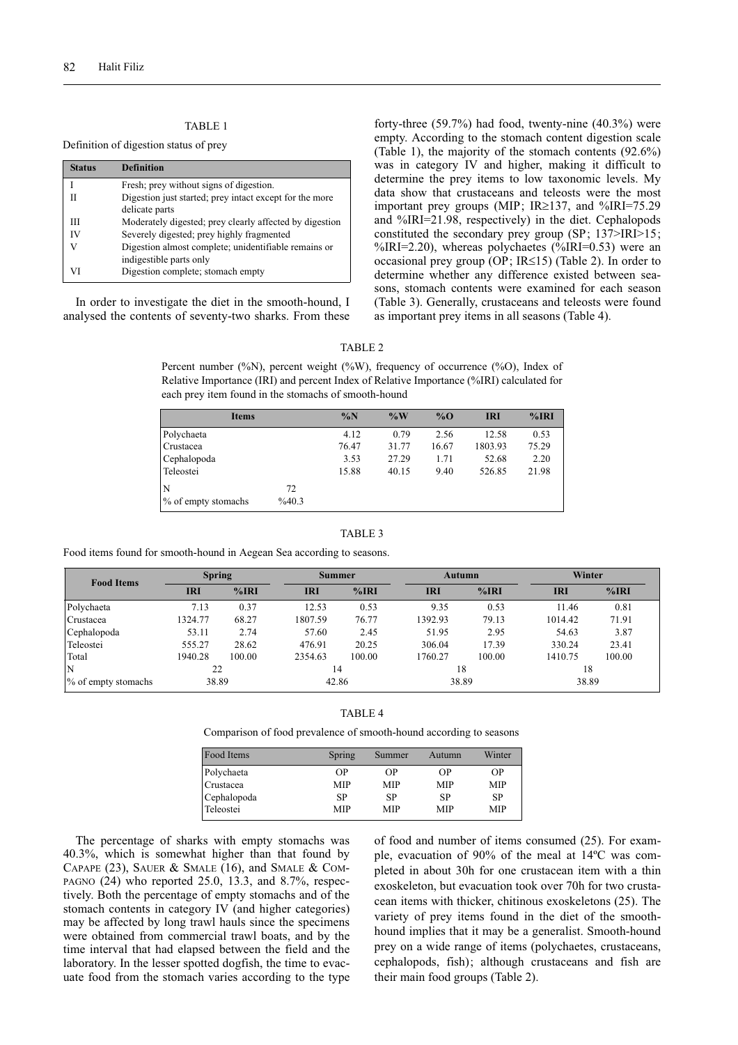TABLE 1

Definition of digestion status of prey

| Status | Definition |
|---|---|
| I | Fresh; prey without signs of digestion. |
| II | Digestion just started; prey intact except for the more delicate parts |
| III | Moderately digested; prey clearly affected by digestion |
| IV | Severely digested; prey highly fragmented |
| V | Digestion almost complete; unidentifiable remains or indigestible parts only |
| VI | Digestion complete; stomach empty |

In order to investigate the diet in the smooth-hound, I analysed the contents of seventy-two sharks. From these forty-three (59.7%) had food, twenty-nine (40.3%) were empty. According to the stomach content digestion scale (Table 1), the majority of the stomach contents (92.6%) was in category IV and higher, making it difficult to determine the prey items to low taxonomic levels. My data show that crustaceans and teleosts were the most important prey groups (MIP; IR≥137, and %IRI=75.29 and %IRI=21.98, respectively) in the diet. Cephalopods constituted the secondary prey group (SP; 137>IRI>15; %IRI=2.20), whereas polychaetes (%IRI=0.53) were an occasional prey group (OP; IR≤15) (Table 2). In order to determine whether any difference existed between seasons, stomach contents were examined for each season (Table 3). Generally, crustaceans and teleosts were found as important prey items in all seasons (Table 4).

TABLE 2

Percent number (%N), percent weight (%W), frequency of occurrence (%O), Index of Relative Importance (IRI) and percent Index of Relative Importance (%IRI) calculated for each prey item found in the stomachs of smooth-hound

| Items | | %N | %W | %O | IRI | %IRI |
|---|---|---|---|---|---|---|
| Polychaeta | | 4.12 | 0.79 | 2.56 | 12.58 | 0.53 |
| Crustacea | | 76.47 | 31.77 | 16.67 | 1803.93 | 75.29 |
| Cephalopoda | | 3.53 | 27.29 | 1.71 | 52.68 | 2.20 |
| Teleostei | | 15.88 | 40.15 | 9.40 | 526.85 | 21.98 |
| N | 72 | | | | | |
| % of empty stomachs | %40.3 | | | | | |

TABLE 3

Food items found for smooth-hound in Aegean Sea according to seasons.

| Food Items | Spring | | Summer | | Autumn | | Winter | |
|---|---|---|---|---|---|---|---|---|
| | IRI | %IRI | IRI | %IRI | IRI | %IRI | IRI | %IRI |
| Polychaeta | 7.13 | 0.37 | 12.53 | 0.53 | 9.35 | 0.53 | 11.46 | 0.81 |
| Crustacea | 1324.77 | 68.27 | 1807.59 | 76.77 | 1392.93 | 79.13 | 1014.42 | 71.91 |
| Cephalopoda | 53.11 | 2.74 | 57.60 | 2.45 | 51.95 | 2.95 | 54.63 | 3.87 |
| Teleostei | 555.27 | 28.62 | 476.91 | 20.25 | 306.04 | 17.39 | 330.24 | 23.41 |
| Total | 1940.28 | 100.00 | 2354.63 | 100.00 | 1760.27 | 100.00 | 1410.75 | 100.00 |
| N | 22 | | 14 | | 18 | | 18 | |
| % of empty stomachs | 38.89 | | 42.86 | | 38.89 | | 38.89 | |

TABLE 4

Comparison of food prevalence of smooth-hound according to seasons

| Food Items | Spring | Summer | Autumn | Winter |
|---|---|---|---|---|
| Polychaeta | OP | OP | OP | OP |
| Crustacea | MIP | MIP | MIP | MIP |
| Cephalopoda | SP | SP | SP | SP |
| Teleostei | MIP | MIP | MIP | MIP |

The percentage of sharks with empty stomachs was 40.3%, which is somewhat higher than that found by Capape (23), Sauer & Smale (16), and Smale & Compagno (24) who reported 25.0, 13.3, and 8.7%, respectively. Both the percentage of empty stomachs and of the stomach contents in category IV (and higher categories) may be affected by long trawl hauls since the specimens were obtained from commercial trawl boats, and by the time interval that had elapsed between the field and the laboratory. In the lesser spotted dogfish, the time to evacuate food from the stomach varies according to the type of food and number of items consumed (25). For example, evacuation of 90% of the meal at 14ºC was completed in about 30h for one crustacean item with a thin exoskeleton, but evacuation took over 70h for two crustacean items with thicker, chitinous exoskeletons (25). The variety of prey items found in the diet of the smooth-hound implies that it may be a generalist. Smooth-hound prey on a wide range of items (polychaetes, crustaceans, cephalopods, fish); although crustaceans and fish are their main food groups (Table 2).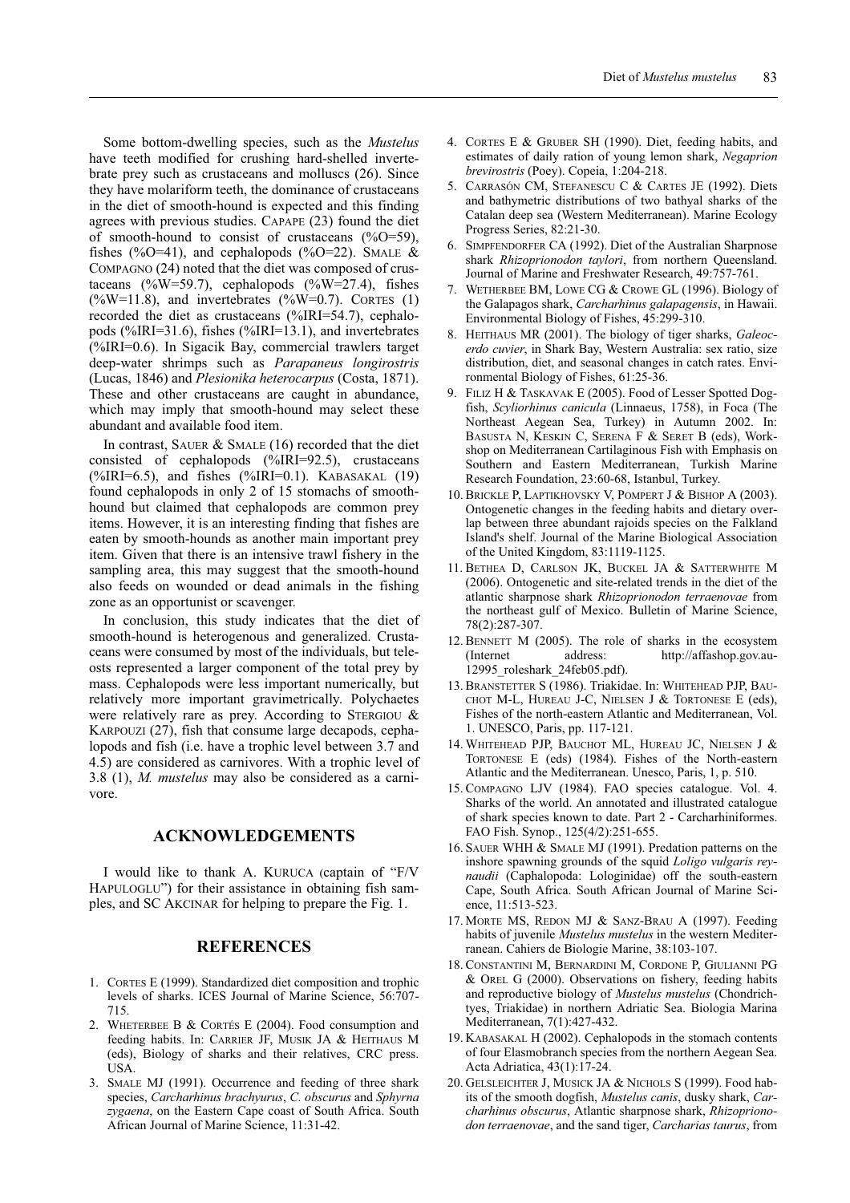Some bottom-dwelling species, such as the *Mustelus* have teeth modified for crushing hard-shelled invertebrate prey such as crustaceans and molluscs (26). Since they have molariform teeth, the dominance of crustaceans in the diet of smooth-hound is expected and this finding agrees with previous studies. CAPAPE (23) found the diet of smooth-hound to consist of crustaceans (%O=59), fishes (%O=41), and cephalopods (%O=22). SMALE & COMPAGNO (24) noted that the diet was composed of crustaceans (%W=59.7), cephalopods (%W=27.4), fishes (%W=11.8), and invertebrates (%W=0.7). CORTES (1) recorded the diet as crustaceans (%IRI=54.7), cephalopods (%IRI=31.6), fishes (%IRI=13.1), and invertebrates (%IRI=0.6). In Sigacik Bay, commercial trawlers target deep-water shrimps such as *Parapaneus longirostris* (Lucas, 1846) and *Plesionika heterocarpus* (Costa, 1871). These and other crustaceans are caught in abundance, which may imply that smooth-hound may select these abundant and available food item.

In contrast, SAUER & SMALE (16) recorded that the diet consisted of cephalopods (%IRI=92.5), crustaceans (%IRI=6.5), and fishes (%IRI=0.1). KABASAKAL (19) found cephalopods in only 2 of 15 stomachs of smooth-hound but claimed that cephalopods are common prey items. However, it is an interesting finding that fishes are eaten by smooth-hounds as another main important prey item. Given that there is an intensive trawl fishery in the sampling area, this may suggest that the smooth-hound also feeds on wounded or dead animals in the fishing zone as an opportunist or scavenger.

In conclusion, this study indicates that the diet of smooth-hound is heterogenous and generalized. Crustaceans were consumed by most of the individuals, but teleosts represented a larger component of the total prey by mass. Cephalopods were less important numerically, but relatively more important gravimetrically. Polychaetes were relatively rare as prey. According to STERGIOU & KARPOUZI (27), fish that consume large decapods, cephalopods and fish (i.e. have a trophic level between 3.7 and 4.5) are considered as carnivores. With a trophic level of 3.8 (1), *M. mustelus* may also be considered as a carnivore.

## ACKNOWLEDGEMENTS

I would like to thank A. KURUCA (captain of "F/V HAPULOGLU") for their assistance in obtaining fish samples, and SC AKCINAR for helping to prepare the Fig. 1.

## REFERENCES

1. CORTES E (1999). Standardized diet composition and trophic levels of sharks. ICES Journal of Marine Science, 56:707-715.
2. WHETERBEE B & CORTÉS E (2004). Food consumption and feeding habits. In: CARRIER JF, MUSIK JA & HEITHAUS M (eds), Biology of sharks and their relatives, CRC press. USA.
3. SMALE MJ (1991). Occurrence and feeding of three shark species, *Carcharhinus brachyurus*, *C. obscurus* and *Sphyrna zygaena*, on the Eastern Cape coast of South Africa. South African Journal of Marine Science, 11:31-42.
4. CORTES E & GRUBER SH (1990). Diet, feeding habits, and estimates of daily ration of young lemon shark, *Negaprion brevirostris* (Poey). Copeia, 1:204-218.
5. CARRASÓN CM, STEFANESCU C & CARTES JE (1992). Diets and bathymetric distributions of two bathyal sharks of the Catalan deep sea (Western Mediterranean). Marine Ecology Progress Series, 82:21-30.
6. SIMPFENDORFER CA (1992). Diet of the Australian Sharpnose shark *Rhizoprionodon taylori*, from northern Queensland. Journal of Marine and Freshwater Research, 49:757-761.
7. WETHERBEE BM, LOWE CG & CROWE GL (1996). Biology of the Galapagos shark, *Carcharhinus galapagensis*, in Hawaii. Environmental Biology of Fishes, 45:299-310.
8. HEITHAUS MR (2001). The biology of tiger sharks, *Galeocerdo cuvier*, in Shark Bay, Western Australia: sex ratio, size distribution, diet, and seasonal changes in catch rates. Environmental Biology of Fishes, 61:25-36.
9. FILIZ H & TASKAVAK E (2005). Food of Lesser Spotted Dogfish, *Scyliorhinus canicula* (Linnaeus, 1758), in Foca (The Northeast Aegean Sea, Turkey) in Autumn 2002. In: BASUSTA N, KESKIN C, SERENA F & SERET B (eds), Workshop on Mediterranean Cartilaginous Fish with Emphasis on Southern and Eastern Mediterranean, Turkish Marine Research Foundation, 23:60-68, Istanbul, Turkey.
10. BRICKLE P, LAPTIKHOVSKY V, POMPERT J & BISHOP A (2003). Ontogenetic changes in the feeding habits and dietary overlap between three abundant rajoids species on the Falkland Island's shelf. Journal of the Marine Biological Association of the United Kingdom, 83:1119-1125.
11. BETHEA D, CARLSON JK, BUCKEL JA & SATTERWHITE M (2006). Ontogenetic and site-related trends in the diet of the atlantic sharpnose shark *Rhizoprionodon terraenovae* from the northeast gulf of Mexico. Bulletin of Marine Science, 78(2):287-307.
12. BENNETT M (2005). The role of sharks in the ecosystem (Internet address: http://affashop.gov.au-12995_roleshark_24feb05.pdf).
13. BRANSTETTER S (1986). Triakidae. In: WHITEHEAD PJP, BAUCHOT M-L, HUREAU J-C, NIELSEN J & TORTONESE E (eds), Fishes of the north-eastern Atlantic and Mediterranean, Vol. 1. UNESCO, Paris, pp. 117-121.
14. WHITEHEAD PJP, BAUCHOT ML, HUREAU JC, NIELSEN J & TORTONESE E (eds) (1984). Fishes of the North-eastern Atlantic and the Mediterranean. Unesco, Paris, 1, p. 510.
15. COMPAGNO LJV (1984). FAO species catalogue. Vol. 4. Sharks of the world. An annotated and illustrated catalogue of shark species known to date. Part 2 - Carcharhiniformes. FAO Fish. Synop., 125(4/2):251-655.
16. SAUER WHH & SMALE MJ (1991). Predation patterns on the inshore spawning grounds of the squid *Loligo vulgaris reynaudii* (Caphalopoda: Lologinidae) off the south-eastern Cape, South Africa. South African Journal of Marine Science, 11:513-523.
17. MORTE MS, REDON MJ & SANZ-BRAU A (1997). Feeding habits of juvenile *Mustelus mustelus* in the western Mediterranean. Cahiers de Biologie Marine, 38:103-107.
18. CONSTANTINI M, BERNARDINI M, CORDONE P, GIULIANNI PG & OREL G (2000). Observations on fishery, feeding habits and reproductive biology of *Mustelus mustelus* (Chondrichtyes, Triakidae) in northern Adriatic Sea. Biologia Marina Mediterranean, 7(1):427-432.
19. KABASAKAL H (2002). Cephalopods in the stomach contents of four Elasmobranch species from the northern Aegean Sea. Acta Adriatica, 43(1):17-24.
20. GELSLEICHTER J, MUSICK JA & NICHOLS S (1999). Food habits of the smooth dogfish, *Mustelus canis*, dusky shark, *Carcharhinus obscurus*, Atlantic sharpnose shark, *Rhizoprionodon terraenovae*, and the sand tiger, *Carcharias taurus*, from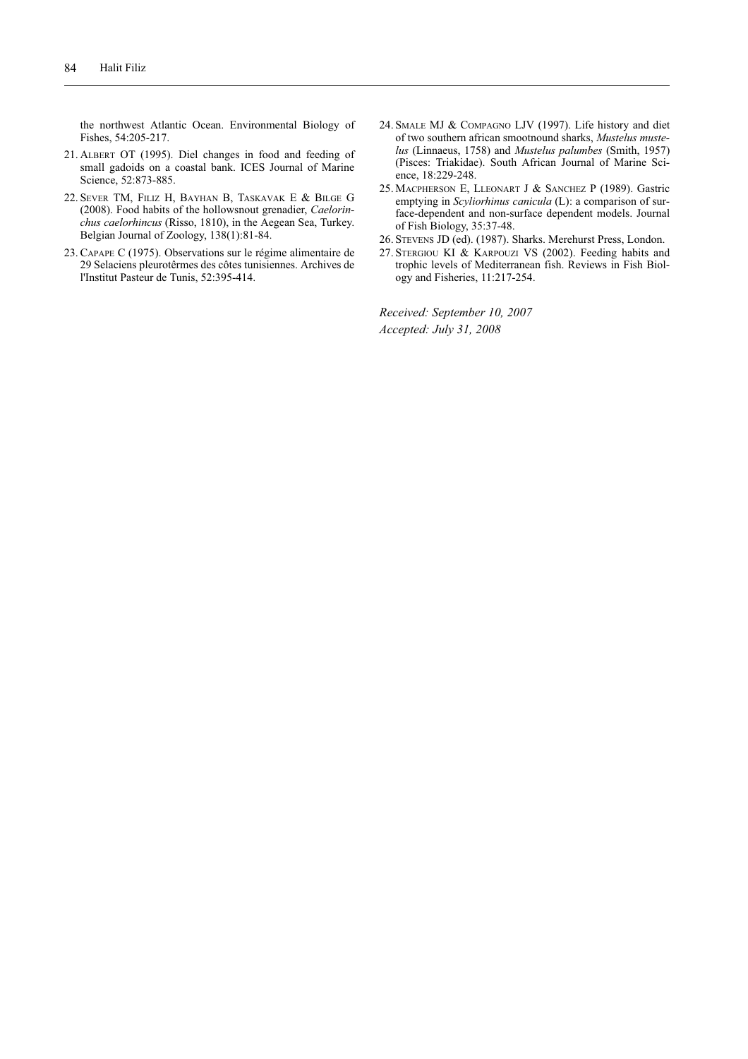the northwest Atlantic Ocean. Environmental Biology of Fishes, 54:205-217.

21. Albert OT (1995). Diel changes in food and feeding of small gadoids on a coastal bank. ICES Journal of Marine Science, 52:873-885.

22. Sever TM, Filiz H, Bayhan B, Taskavak E & Bilge G (2008). Food habits of the hollowsnout grenadier, *Caelorinchus caelorhincus* (Risso, 1810), in the Aegean Sea, Turkey. Belgian Journal of Zoology, 138(1):81-84.

23. Capape C (1975). Observations sur le régime alimentaire de 29 Selaciens pleurotêrmes des côtes tunisiennes. Archives de l'Institut Pasteur de Tunis, 52:395-414.

24. Smale MJ & Compagno LJV (1997). Life history and diet of two southern african smootnound sharks, *Mustelus mustelus* (Linnaeus, 1758) and *Mustelus palumbes* (Smith, 1957) (Pisces: Triakidae). South African Journal of Marine Science, 18:229-248.

25. Macpherson E, Lleonart J & Sanchez P (1989). Gastric emptying in *Scyliorhinus canicula* (L): a comparison of surface-dependent and non-surface dependent models. Journal of Fish Biology, 35:37-48.

26. Stevens JD (ed). (1987). Sharks. Merehurst Press, London.

27. Stergiou KI & Karpouzi VS (2002). Feeding habits and trophic levels of Mediterranean fish. Reviews in Fish Biology and Fisheries, 11:217-254.

*Received: September 10, 2007*
*Accepted: July 31, 2008*